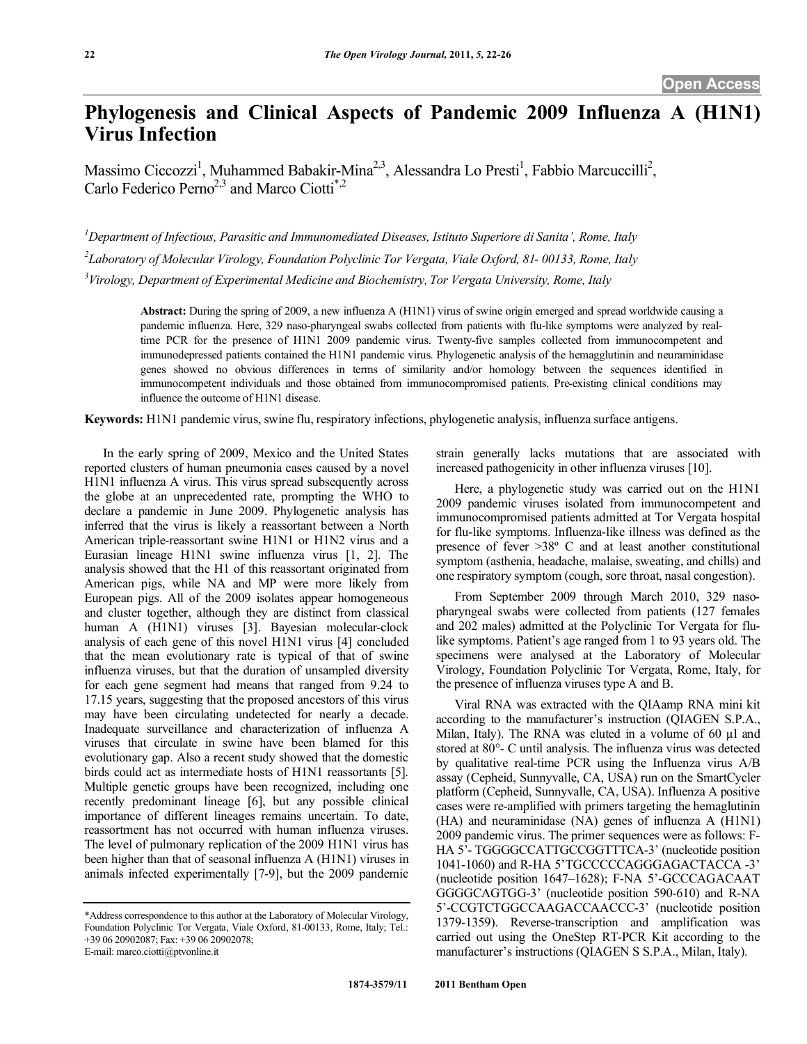# Phylogenesis and Clinical Aspects of Pandemic 2009 Influenza A (H1N1) Virus Infection

Massimo Ciccozzi[1], Muhammed Babakir-Mina[2,3], Alessandra Lo Presti[1], Fabbio Marcuccilli[2], Carlo Federico Perno[2,3] and Marco Ciotti[*,2]

[1]Department of Infectious, Parasitic and Immunomediated Diseases, Istituto Superiore di Sanita', Rome, Italy

[2]Laboratory of Molecular Virology, Foundation Polyclinic Tor Vergata, Viale Oxford, 81- 00133, Rome, Italy

[3]Virology, Department of Experimental Medicine and Biochemistry, Tor Vergata University, Rome, Italy

**Abstract:** During the spring of 2009, a new influenza A (H1N1) virus of swine origin emerged and spread worldwide causing a pandemic influenza. Here, 329 naso-pharyngeal swabs collected from patients with flu-like symptoms were analyzed by real-time PCR for the presence of H1N1 2009 pandemic virus. Twenty-five samples collected from immunocompetent and immunodepressed patients contained the H1N1 pandemic virus. Phylogenetic analysis of the hemagglutinin and neuraminidase genes showed no obvious differences in terms of similarity and/or homology between the sequences identified in immunocompetent individuals and those obtained from immunocompromised patients. Pre-existing clinical conditions may influence the outcome of H1N1 disease.

**Keywords:** H1N1 pandemic virus, swine flu, respiratory infections, phylogenetic analysis, influenza surface antigens.

In the early spring of 2009, Mexico and the United States reported clusters of human pneumonia cases caused by a novel H1N1 influenza A virus. This virus spread subsequently across the globe at an unprecedented rate, prompting the WHO to declare a pandemic in June 2009. Phylogenetic analysis has inferred that the virus is likely a reassortant between a North American triple-reassortant swine H1N1 or H1N2 virus and a Eurasian lineage H1N1 swine influenza virus [1, 2]. The analysis showed that the H1 of this reassortant originated from American pigs, while NA and MP were more likely from European pigs. All of the 2009 isolates appear homogeneous and cluster together, although they are distinct from classical human A (H1N1) viruses [3]. Bayesian molecular-clock analysis of each gene of this novel H1N1 virus [4] concluded that the mean evolutionary rate is typical of that of swine influenza viruses, but that the duration of unsampled diversity for each gene segment had means that ranged from 9.24 to 17.15 years, suggesting that the proposed ancestors of this virus may have been circulating undetected for nearly a decade. Inadequate surveillance and characterization of influenza A viruses that circulate in swine have been blamed for this evolutionary gap. Also a recent study showed that the domestic birds could act as intermediate hosts of H1N1 reassortants [5]. Multiple genetic groups have been recognized, including one recently predominant lineage [6], but any possible clinical importance of different lineages remains uncertain. To date, reassortment has not occurred with human influenza viruses. The level of pulmonary replication of the 2009 H1N1 virus has been higher than that of seasonal influenza A (H1N1) viruses in animals infected experimentally [7-9], but the 2009 pandemic strain generally lacks mutations that are associated with increased pathogenicity in other influenza viruses [10].

Here, a phylogenetic study was carried out on the H1N1 2009 pandemic viruses isolated from immunocompetent and immunocompromised patients admitted at Tor Vergata hospital for flu-like symptoms. Influenza-like illness was defined as the presence of fever >38º C and at least another constitutional symptom (asthenia, headache, malaise, sweating, and chills) and one respiratory symptom (cough, sore throat, nasal congestion).

From September 2009 through March 2010, 329 naso-pharyngeal swabs were collected from patients (127 females and 202 males) admitted at the Polyclinic Tor Vergata for flu-like symptoms. Patient's age ranged from 1 to 93 years old. The specimens were analysed at the Laboratory of Molecular Virology, Foundation Polyclinic Tor Vergata, Rome, Italy, for the presence of influenza viruses type A and B.

Viral RNA was extracted with the QIAamp RNA mini kit according to the manufacturer's instruction (QIAGEN S.P.A., Milan, Italy). The RNA was eluted in a volume of 60 µl and stored at 80°- C until analysis. The influenza virus was detected by qualitative real-time PCR using the Influenza virus A/B assay (Cepheid, Sunnyvalle, CA, USA) run on the SmartCycler platform (Cepheid, Sunnyvalle, CA, USA). Influenza A positive cases were re-amplified with primers targeting the hemaglutinin (HA) and neuraminidase (NA) genes of influenza A (H1N1) 2009 pandemic virus. The primer sequences were as follows: F-HA 5'- TGGGGCCATTGCCGGTTTCA-3' (nucleotide position 1041-1060) and R-HA 5'TGCCCCCAGGGAGACTACCA -3' (nucleotide position 1647–1628); F-NA 5'-GCCCAGACAAT GGGGCAGTGG-3' (nucleotide position 590-610) and R-NA 5'-CCGTCTGGCCAAGACCAACCC-3' (nucleotide position 1379-1359). Reverse-transcription and amplification was carried out using the OneStep RT-PCR Kit according to the manufacturer's instructions (QIAGEN S S.P.A., Milan, Italy).

*Address correspondence to this author at the Laboratory of Molecular Virology, Foundation Polyclinic Tor Vergata, Viale Oxford, 81-00133, Rome, Italy; Tel.: +39 06 20902087; Fax: +39 06 20902078; E-mail: marco.ciotti@ptvonline.it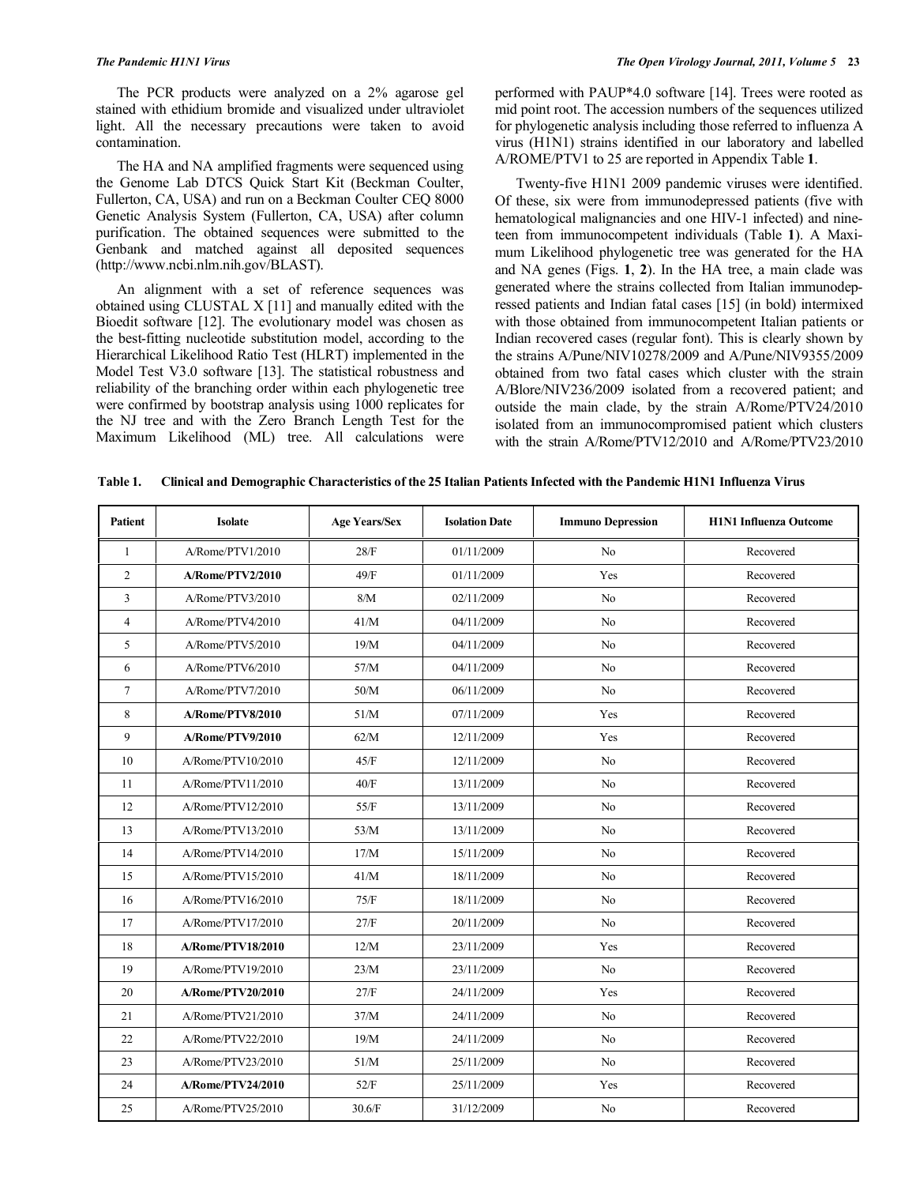The PCR products were analyzed on a 2% agarose gel stained with ethidium bromide and visualized under ultraviolet light. All the necessary precautions were taken to avoid contamination.

The HA and NA amplified fragments were sequenced using the Genome Lab DTCS Quick Start Kit (Beckman Coulter, Fullerton, CA, USA) and run on a Beckman Coulter CEQ 8000 Genetic Analysis System (Fullerton, CA, USA) after column purification. The obtained sequences were submitted to the Genbank and matched against all deposited sequences (http://www.ncbi.nlm.nih.gov/BLAST).

An alignment with a set of reference sequences was obtained using CLUSTAL X [11] and manually edited with the Bioedit software [12]. The evolutionary model was chosen as the best-fitting nucleotide substitution model, according to the Hierarchical Likelihood Ratio Test (HLRT) implemented in the Model Test V3.0 software [13]. The statistical robustness and reliability of the branching order within each phylogenetic tree were confirmed by bootstrap analysis using 1000 replicates for the NJ tree and with the Zero Branch Length Test for the Maximum Likelihood (ML) tree. All calculations were performed with PAUP*4.0 software [14]. Trees were rooted as mid point root. The accession numbers of the sequences utilized for phylogenetic analysis including those referred to influenza A virus (H1N1) strains identified in our laboratory and labelled A/ROME/PTV1 to 25 are reported in Appendix Table **1**.

Twenty-five H1N1 2009 pandemic viruses were identified. Of these, six were from immunodepressed patients (five with hematological malignancies and one HIV-1 infected) and nineteen from immunocompetent individuals (Table **1**). A Maximum Likelihood phylogenetic tree was generated for the HA and NA genes (Figs. **1**, **2**). In the HA tree, a main clade was generated where the strains collected from Italian immunodepressed patients and Indian fatal cases [15] (in bold) intermixed with those obtained from immunocompetent Italian patients or Indian recovered cases (regular font). This is clearly shown by the strains A/Pune/NIV10278/2009 and A/Pune/NIV9355/2009 obtained from two fatal cases which cluster with the strain A/Blore/NIV236/2009 isolated from a recovered patient; and outside the main clade, by the strain A/Rome/PTV24/2010 isolated from an immunocompromised patient which clusters with the strain A/Rome/PTV12/2010 and A/Rome/PTV23/2010

**Table 1. Clinical and Demographic Characteristics of the 25 Italian Patients Infected with the Pandemic H1N1 Influenza Virus**

| Patient | Isolate | Age Years/Sex | Isolation Date | Immuno Depression | H1N1 Influenza Outcome |
|---|---|---|---|---|---|
| 1 | A/Rome/PTV1/2010 | 28/F | 01/11/2009 | No | Recovered |
| 2 | **A/Rome/PTV2/2010** | 49/F | 01/11/2009 | Yes | Recovered |
| 3 | A/Rome/PTV3/2010 | 8/M | 02/11/2009 | No | Recovered |
| 4 | A/Rome/PTV4/2010 | 41/M | 04/11/2009 | No | Recovered |
| 5 | A/Rome/PTV5/2010 | 19/M | 04/11/2009 | No | Recovered |
| 6 | A/Rome/PTV6/2010 | 57/M | 04/11/2009 | No | Recovered |
| 7 | A/Rome/PTV7/2010 | 50/M | 06/11/2009 | No | Recovered |
| 8 | **A/Rome/PTV8/2010** | 51/M | 07/11/2009 | Yes | Recovered |
| 9 | **A/Rome/PTV9/2010** | 62/M | 12/11/2009 | Yes | Recovered |
| 10 | A/Rome/PTV10/2010 | 45/F | 12/11/2009 | No | Recovered |
| 11 | A/Rome/PTV11/2010 | 40/F | 13/11/2009 | No | Recovered |
| 12 | A/Rome/PTV12/2010 | 55/F | 13/11/2009 | No | Recovered |
| 13 | A/Rome/PTV13/2010 | 53/M | 13/11/2009 | No | Recovered |
| 14 | A/Rome/PTV14/2010 | 17/M | 15/11/2009 | No | Recovered |
| 15 | A/Rome/PTV15/2010 | 41/M | 18/11/2009 | No | Recovered |
| 16 | A/Rome/PTV16/2010 | 75/F | 18/11/2009 | No | Recovered |
| 17 | A/Rome/PTV17/2010 | 27/F | 20/11/2009 | No | Recovered |
| 18 | **A/Rome/PTV18/2010** | 12/M | 23/11/2009 | Yes | Recovered |
| 19 | A/Rome/PTV19/2010 | 23/M | 23/11/2009 | No | Recovered |
| 20 | **A/Rome/PTV20/2010** | 27/F | 24/11/2009 | Yes | Recovered |
| 21 | A/Rome/PTV21/2010 | 37/M | 24/11/2009 | No | Recovered |
| 22 | A/Rome/PTV22/2010 | 19/M | 24/11/2009 | No | Recovered |
| 23 | A/Rome/PTV23/2010 | 51/M | 25/11/2009 | No | Recovered |
| 24 | **A/Rome/PTV24/2010** | 52/F | 25/11/2009 | Yes | Recovered |
| 25 | A/Rome/PTV25/2010 | 30.6/F | 31/12/2009 | No | Recovered |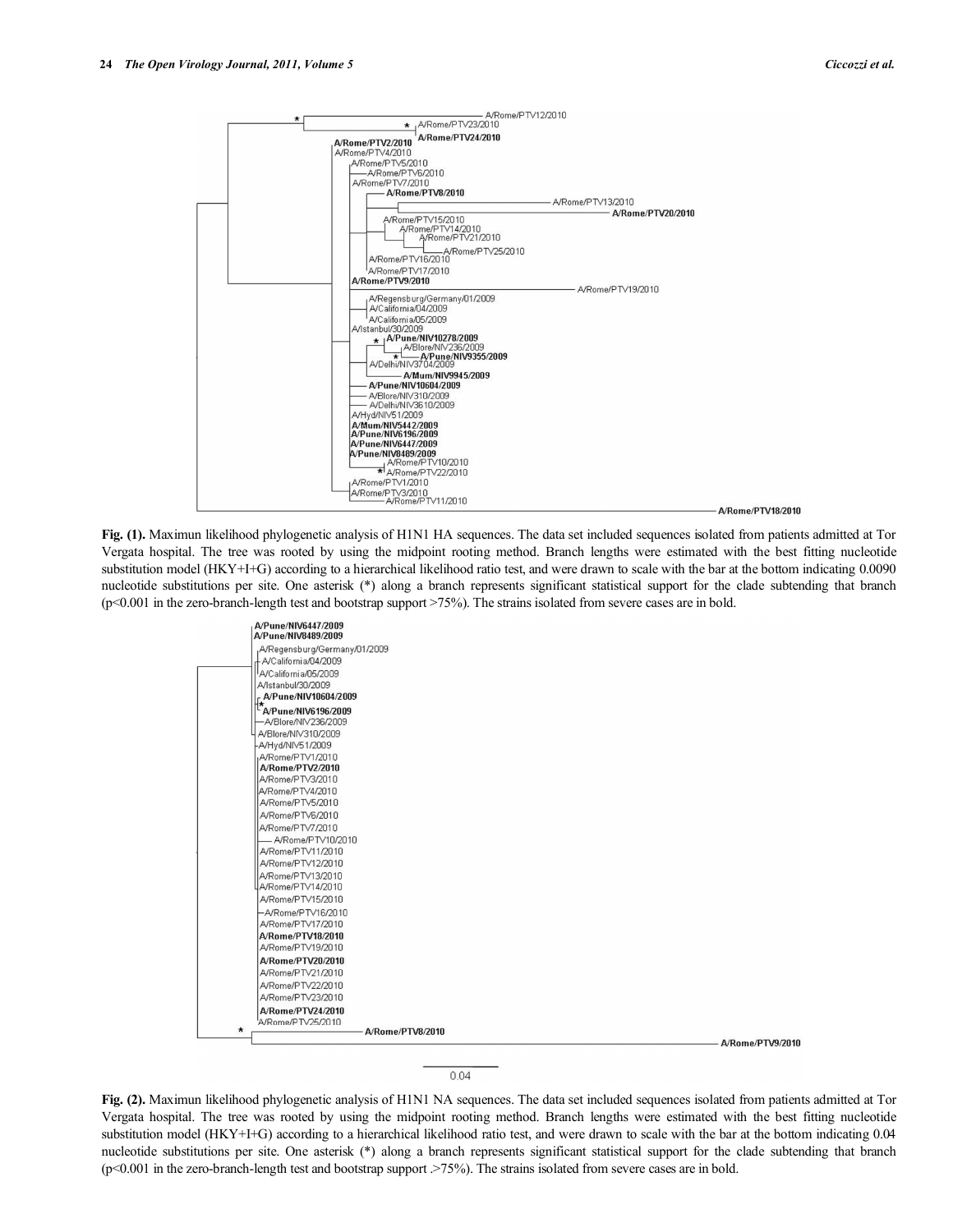**Fig. (1).** Maximun likelihood phylogenetic analysis of H1N1 HA sequences. The data set included sequences isolated from patients admitted at Tor Vergata hospital. The tree was rooted by using the midpoint rooting method. Branch lengths were estimated with the best fitting nucleotide substitution model (HKY+I+G) according to a hierarchical likelihood ratio test, and were drawn to scale with the bar at the bottom indicating 0.0090 nucleotide substitutions per site. One asterisk (*) along a branch represents significant statistical support for the clade subtending that branch (p<0.001 in the zero-branch-length test and bootstrap support >75%). The strains isolated from severe cases are in bold.

**Fig. (2).** Maximun likelihood phylogenetic analysis of H1N1 NA sequences. The data set included sequences isolated from patients admitted at Tor Vergata hospital. The tree was rooted by using the midpoint rooting method. Branch lengths were estimated with the best fitting nucleotide substitution model (HKY+I+G) according to a hierarchical likelihood ratio test, and were drawn to scale with the bar at the bottom indicating 0.04 nucleotide substitutions per site. One asterisk (*) along a branch represents significant statistical support for the clade subtending that branch (p<0.001 in the zero-branch-length test and bootstrap support .>75%). The strains isolated from severe cases are in bold.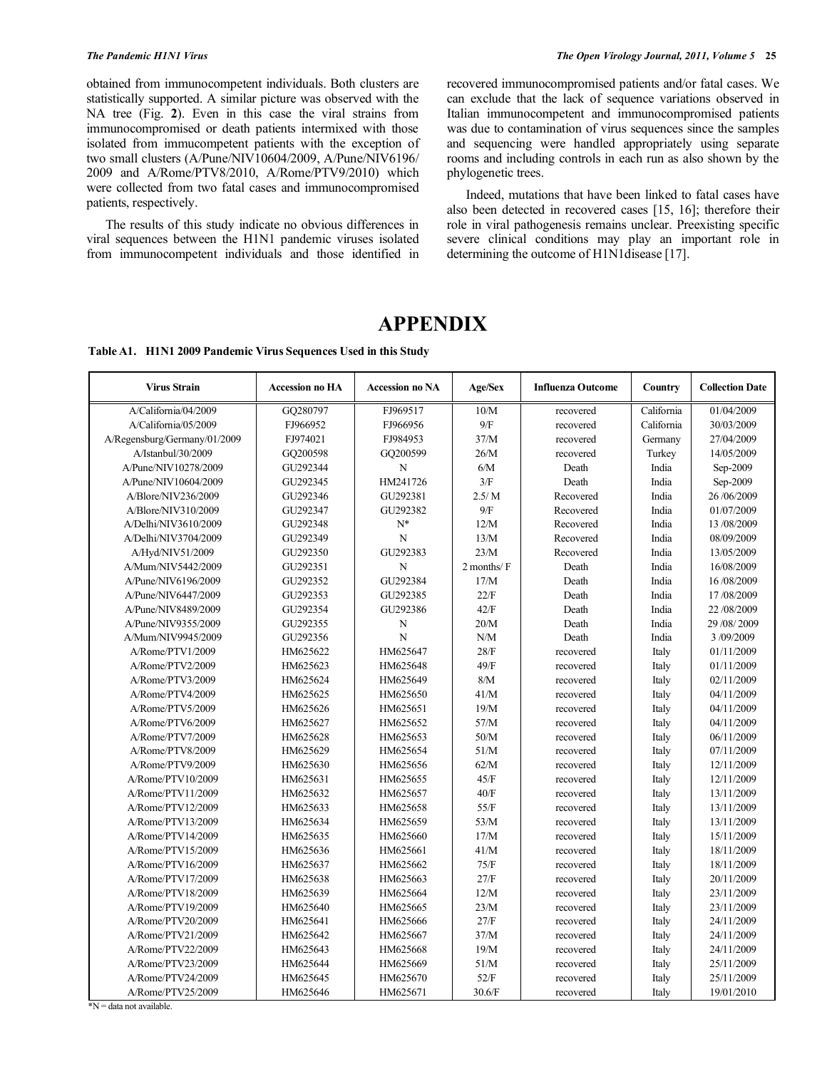obtained from immunocompetent individuals. Both clusters are statistically supported. A similar picture was observed with the NA tree (Fig. **2**). Even in this case the viral strains from immunocompromised or death patients intermixed with those isolated from immucompetent patients with the exception of two small clusters (A/Pune/NIV10604/2009, A/Pune/NIV6196/2009 and A/Rome/PTV8/2010, A/Rome/PTV9/2010) which were collected from two fatal cases and immunocompromised patients, respectively.

The results of this study indicate no obvious differences in viral sequences between the H1N1 pandemic viruses isolated from immunocompetent individuals and those identified in recovered immunocompromised patients and/or fatal cases. We can exclude that the lack of sequence variations observed in Italian immunocompetent and immunocompromised patients was due to contamination of virus sequences since the samples and sequencing were handled appropriately using separate rooms and including controls in each run as also shown by the phylogenetic trees.

Indeed, mutations that have been linked to fatal cases have also been detected in recovered cases [15, 16]; therefore their role in viral pathogenesis remains unclear. Preexisting specific severe clinical conditions may play an important role in determining the outcome of H1N1disease [17].

# APPENDIX

**Table A1. H1N1 2009 Pandemic Virus Sequences Used in this Study**

| Virus Strain | Accession no HA | Accession no NA | Age/Sex | Influenza Outcome | Country | Collection Date |
|---|---|---|---|---|---|---|
| A/California/04/2009 | GQ280797 | FJ969517 | 10/M | recovered | California | 01/04/2009 |
| A/California/05/2009 | FJ966952 | FJ966956 | 9/F | recovered | California | 30/03/2009 |
| A/Regensburg/Germany/01/2009 | FJ974021 | FJ984953 | 37/M | recovered | Germany | 27/04/2009 |
| A/Istanbul/30/2009 | GQ200598 | GQ200599 | 26/M | recovered | Turkey | 14/05/2009 |
| A/Pune/NIV10278/2009 | GU292344 | N | 6/M | Death | India | Sep-2009 |
| A/Pune/NIV10604/2009 | GU292345 | HM241726 | 3/F | Death | India | Sep-2009 |
| A/Blore/NIV236/2009 | GU292346 | GU292381 | 2.5/ M | Recovered | India | 26 /06/2009 |
| A/Blore/NIV310/2009 | GU292347 | GU292382 | 9/F | Recovered | India | 01/07/2009 |
| A/Delhi/NIV3610/2009 | GU292348 | N* | 12/M | Recovered | India | 13 /08/2009 |
| A/Delhi/NIV3704/2009 | GU292349 | N | 13/M | Recovered | India | 08/09/2009 |
| A/Hyd/NIV51/2009 | GU292350 | GU292383 | 23/M | Recovered | India | 13/05/2009 |
| A/Mum/NIV5442/2009 | GU292351 | N | 2 months/ F | Death | India | 16/08/2009 |
| A/Pune/NIV6196/2009 | GU292352 | GU292384 | 17/M | Death | India | 16 /08/2009 |
| A/Pune/NIV6447/2009 | GU292353 | GU292385 | 22/F | Death | India | 17 /08/2009 |
| A/Pune/NIV8489/2009 | GU292354 | GU292386 | 42/F | Death | India | 22 /08/2009 |
| A/Pune/NIV9355/2009 | GU292355 | N | 20/M | Death | India | 29 /08/ 2009 |
| A/Mum/NIV9945/2009 | GU292356 | N | N/M | Death | India | 3 /09/2009 |
| A/Rome/PTV1/2009 | HM625622 | HM625647 | 28/F | recovered | Italy | 01/11/2009 |
| A/Rome/PTV2/2009 | HM625623 | HM625648 | 49/F | recovered | Italy | 01/11/2009 |
| A/Rome/PTV3/2009 | HM625624 | HM625649 | 8/M | recovered | Italy | 02/11/2009 |
| A/Rome/PTV4/2009 | HM625625 | HM625650 | 41/M | recovered | Italy | 04/11/2009 |
| A/Rome/PTV5/2009 | HM625626 | HM625651 | 19/M | recovered | Italy | 04/11/2009 |
| A/Rome/PTV6/2009 | HM625627 | HM625652 | 57/M | recovered | Italy | 04/11/2009 |
| A/Rome/PTV7/2009 | HM625628 | HM625653 | 50/M | recovered | Italy | 06/11/2009 |
| A/Rome/PTV8/2009 | HM625629 | HM625654 | 51/M | recovered | Italy | 07/11/2009 |
| A/Rome/PTV9/2009 | HM625630 | HM625656 | 62/M | recovered | Italy | 12/11/2009 |
| A/Rome/PTV10/2009 | HM625631 | HM625655 | 45/F | recovered | Italy | 12/11/2009 |
| A/Rome/PTV11/2009 | HM625632 | HM625657 | 40/F | recovered | Italy | 13/11/2009 |
| A/Rome/PTV12/2009 | HM625633 | HM625658 | 55/F | recovered | Italy | 13/11/2009 |
| A/Rome/PTV13/2009 | HM625634 | HM625659 | 53/M | recovered | Italy | 13/11/2009 |
| A/Rome/PTV14/2009 | HM625635 | HM625660 | 17/M | recovered | Italy | 15/11/2009 |
| A/Rome/PTV15/2009 | HM625636 | HM625661 | 41/M | recovered | Italy | 18/11/2009 |
| A/Rome/PTV16/2009 | HM625637 | HM625662 | 75/F | recovered | Italy | 18/11/2009 |
| A/Rome/PTV17/2009 | HM625638 | HM625663 | 27/F | recovered | Italy | 20/11/2009 |
| A/Rome/PTV18/2009 | HM625639 | HM625664 | 12/M | recovered | Italy | 23/11/2009 |
| A/Rome/PTV19/2009 | HM625640 | HM625665 | 23/M | recovered | Italy | 23/11/2009 |
| A/Rome/PTV20/2009 | HM625641 | HM625666 | 27/F | recovered | Italy | 24/11/2009 |
| A/Rome/PTV21/2009 | HM625642 | HM625667 | 37/M | recovered | Italy | 24/11/2009 |
| A/Rome/PTV22/2009 | HM625643 | HM625668 | 19/M | recovered | Italy | 24/11/2009 |
| A/Rome/PTV23/2009 | HM625644 | HM625669 | 51/M | recovered | Italy | 25/11/2009 |
| A/Rome/PTV24/2009 | HM625645 | HM625670 | 52/F | recovered | Italy | 25/11/2009 |
| A/Rome/PTV25/2009 | HM625646 | HM625671 | 30.6/F | recovered | Italy | 19/01/2010 |

*N = data not available.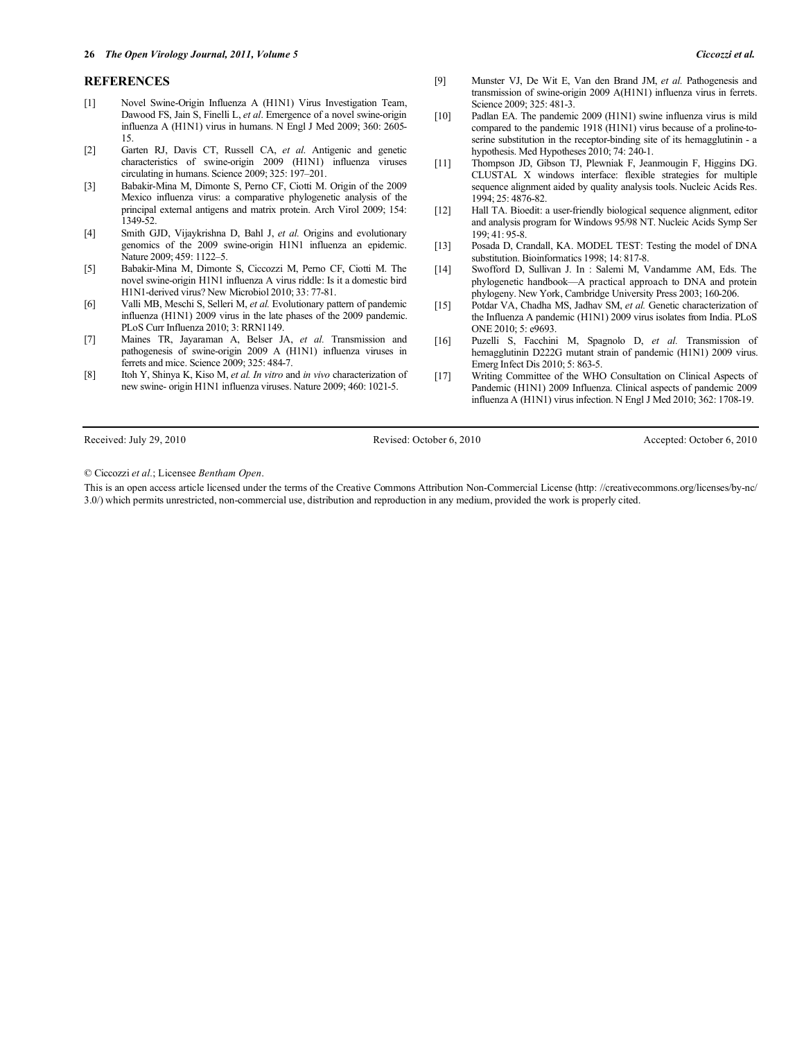## REFERENCES

[1] Novel Swine-Origin Influenza A (H1N1) Virus Investigation Team, Dawood FS, Jain S, Finelli L, *et al*. Emergence of a novel swine-origin influenza A (H1N1) virus in humans. N Engl J Med 2009; 360: 2605-15.

[2] Garten RJ, Davis CT, Russell CA, *et al.* Antigenic and genetic characteristics of swine-origin 2009 (H1N1) influenza viruses circulating in humans. Science 2009; 325: 197–201.

[3] Babakir-Mina M, Dimonte S, Perno CF, Ciotti M. Origin of the 2009 Mexico influenza virus: a comparative phylogenetic analysis of the principal external antigens and matrix protein. Arch Virol 2009; 154: 1349-52.

[4] Smith GJD, Vijaykrishna D, Bahl J, *et al.* Origins and evolutionary genomics of the 2009 swine-origin H1N1 influenza an epidemic. Nature 2009; 459: 1122–5.

[5] Babakir-Mina M, Dimonte S, Ciccozzi M, Perno CF, Ciotti M. The novel swine-origin H1N1 influenza A virus riddle: Is it a domestic bird H1N1-derived virus? New Microbiol 2010; 33: 77-81.

[6] Valli MB, Meschi S, Selleri M, *et al.* Evolutionary pattern of pandemic influenza (H1N1) 2009 virus in the late phases of the 2009 pandemic. PLoS Curr Influenza 2010; 3: RRN1149.

[7] Maines TR, Jayaraman A, Belser JA, *et al.* Transmission and pathogenesis of swine-origin 2009 A (H1N1) influenza viruses in ferrets and mice. Science 2009; 325: 484-7.

[8] Itoh Y, Shinya K, Kiso M, *et al. In vitro* and *in vivo* characterization of new swine- origin H1N1 influenza viruses. Nature 2009; 460: 1021-5.

[9] Munster VJ, De Wit E, Van den Brand JM, *et al.* Pathogenesis and transmission of swine-origin 2009 A(H1N1) influenza virus in ferrets. Science 2009; 325: 481-3.

[10] Padlan EA. The pandemic 2009 (H1N1) swine influenza virus is mild compared to the pandemic 1918 (H1N1) virus because of a proline-to-serine substitution in the receptor-binding site of its hemagglutinin - a hypothesis. Med Hypotheses 2010; 74: 240-1.

[11] Thompson JD, Gibson TJ, Plewniak F, Jeanmougin F, Higgins DG. CLUSTAL X windows interface: flexible strategies for multiple sequence alignment aided by quality analysis tools. Nucleic Acids Res. 1994; 25: 4876-82.

[12] Hall TA. Bioedit: a user-friendly biological sequence alignment, editor and analysis program for Windows 95/98 NT. Nucleic Acids Symp Ser 199; 41: 95-8.

[13] Posada D, Crandall, KA. MODEL TEST: Testing the model of DNA substitution. Bioinformatics 1998; 14: 817-8.

[14] Swofford D, Sullivan J. In : Salemi M, Vandamme AM, Eds. The phylogenetic handbook—A practical approach to DNA and protein phylogeny. New York, Cambridge University Press 2003; 160-206.

[15] Potdar VA, Chadha MS, Jadhav SM, *et al.* Genetic characterization of the Influenza A pandemic (H1N1) 2009 virus isolates from India. PLoS ONE 2010; 5: e9693.

[16] Puzelli S, Facchini M, Spagnolo D, *et al.* Transmission of hemagglutinin D222G mutant strain of pandemic (H1N1) 2009 virus. Emerg Infect Dis 2010; 5: 863-5.

[17] Writing Committee of the WHO Consultation on Clinical Aspects of Pandemic (H1N1) 2009 Influenza. Clinical aspects of pandemic 2009 influenza A (H1N1) virus infection. N Engl J Med 2010; 362: 1708-19.

---

Received: July 29, 2010 Revised: October 6, 2010 Accepted: October 6, 2010

© Ciccozzi *et al.*; Licensee *Bentham Open*.

This is an open access article licensed under the terms of the Creative Commons Attribution Non-Commercial License (http: //creativecommons.org/licenses/by-nc/3.0/) which permits unrestricted, non-commercial use, distribution and reproduction in any medium, provided the work is properly cited.